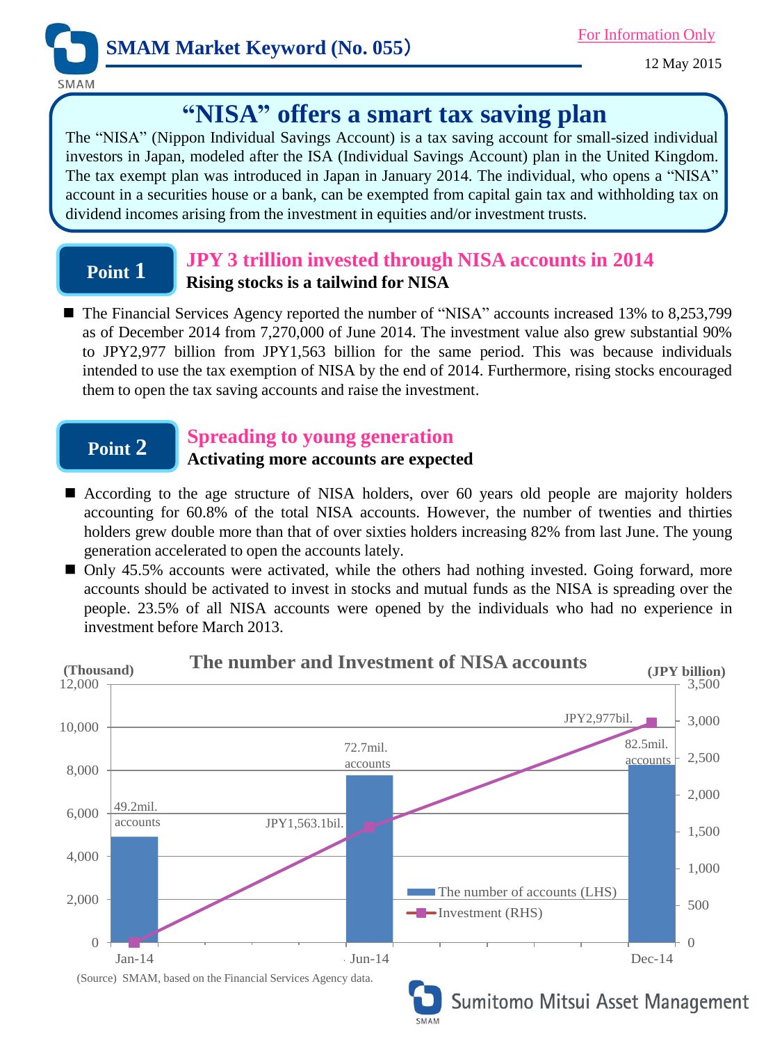# SMAM Market Keyword (No. 055)

For Information Only

12 May 2015

## "NISA" offers a smart tax saving plan

The "NISA" (Nippon Individual Savings Account) is a tax saving account for small-sized individual investors in Japan, modeled after the ISA (Individual Savings Account) plan in the United Kingdom. The tax exempt plan was introduced in Japan in January 2014. The individual, who opens a "NISA" account in a securities house or a bank, can be exempted from capital gain tax and withholding tax on dividend incomes arising from the investment in equities and/or investment trusts.

## Point 1 — JPY 3 trillion invested through NISA accounts in 2014

**Rising stocks is a tailwind for NISA**

- The Financial Services Agency reported the number of "NISA" accounts increased 13% to 8,253,799 as of December 2014 from 7,270,000 of June 2014. The investment value also grew substantial 90% to JPY2,977 billion from JPY1,563 billion for the same period. This was because individuals intended to use the tax exemption of NISA by the end of 2014. Furthermore, rising stocks encouraged them to open the tax saving accounts and raise the investment.

## Point 2 — Spreading to young generation

**Activating more accounts are expected**

- According to the age structure of NISA holders, over 60 years old people are majority holders accounting for 60.8% of the total NISA accounts. However, the number of twenties and thirties holders grew double more than that of over sixties holders increasing 82% from last June. The young generation accelerated to open the accounts lately.
- Only 45.5% accounts were activated, while the others had nothing invested. Going forward, more accounts should be activated to invest in stocks and mutual funds as the NISA is spreading over the people. 23.5% of all NISA accounts were opened by the individuals who had no experience in investment before March 2013.

### The number and Investment of NISA accounts

| | Jan-14 | Jun-14 | Dec-14 |
|---|---|---|---|
| The number of accounts (LHS, Thousand) | 49.2mil. accounts | 72.7mil. accounts | 82.5mil. accounts |
| Investment (RHS, JPY billion) | | JPY1,563.1bil. | JPY2,977bil. |

(Source) SMAM, based on the Financial Services Agency data.

Sumitomo Mitsui Asset Management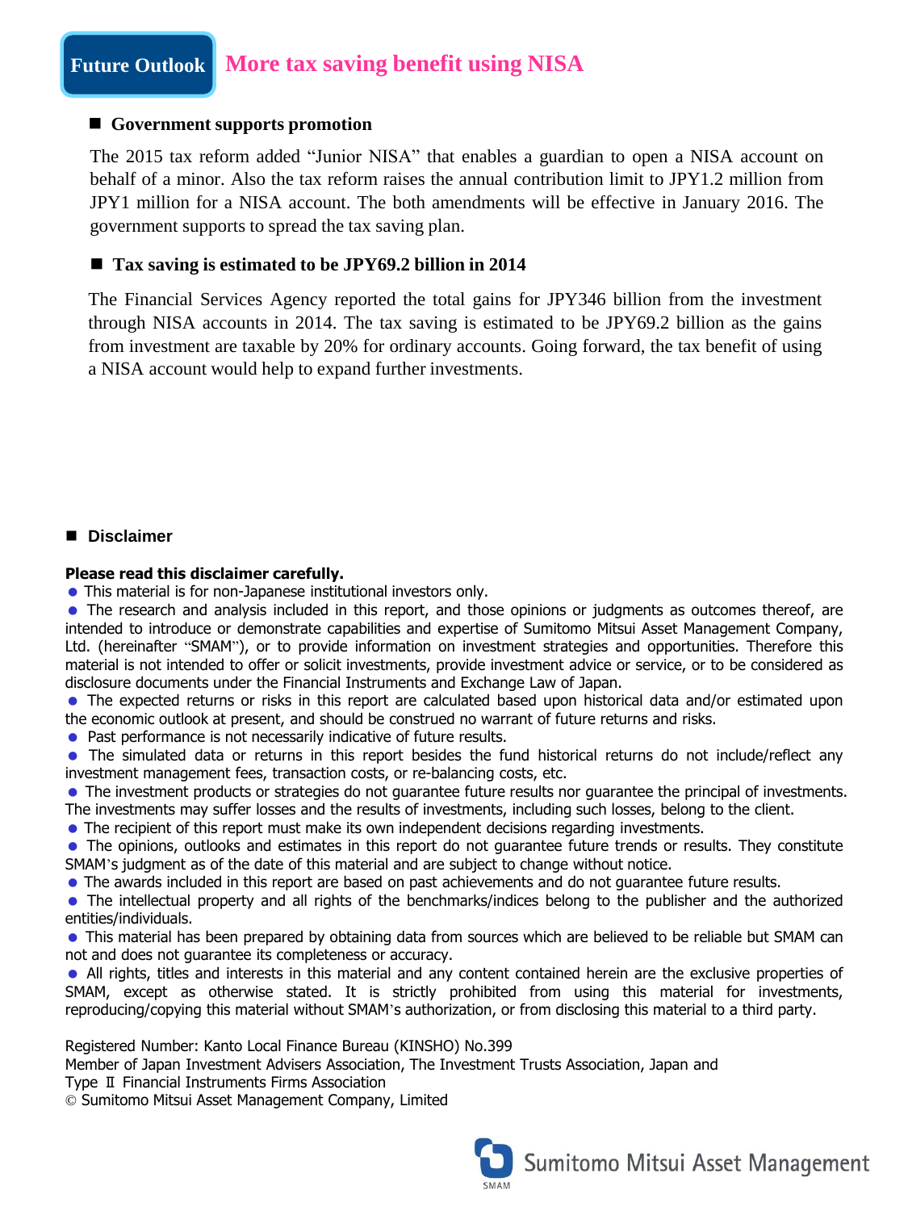# Future Outlook　More tax saving benefit using NISA

## ■ Government supports promotion

The 2015 tax reform added "Junior NISA" that enables a guardian to open a NISA account on behalf of a minor. Also the tax reform raises the annual contribution limit to JPY1.2 million from JPY1 million for a NISA account. The both amendments will be effective in January 2016. The government supports to spread the tax saving plan.

## ■ Tax saving is estimated to be JPY69.2 billion in 2014

The Financial Services Agency reported the total gains for JPY346 billion from the investment through NISA accounts in 2014. The tax saving is estimated to be JPY69.2 billion as the gains from investment are taxable by 20% for ordinary accounts. Going forward, the tax benefit of using a NISA account would help to expand further investments.

## ■ Disclaimer

**Please read this disclaimer carefully.**

- This material is for non-Japanese institutional investors only.
- The research and analysis included in this report, and those opinions or judgments as outcomes thereof, are intended to introduce or demonstrate capabilities and expertise of Sumitomo Mitsui Asset Management Company, Ltd. (hereinafter "SMAM"), or to provide information on investment strategies and opportunities. Therefore this material is not intended to offer or solicit investments, provide investment advice or service, or to be considered as disclosure documents under the Financial Instruments and Exchange Law of Japan.
- The expected returns or risks in this report are calculated based upon historical data and/or estimated upon the economic outlook at present, and should be construed no warrant of future returns and risks.
- Past performance is not necessarily indicative of future results.
- The simulated data or returns in this report besides the fund historical returns do not include/reflect any investment management fees, transaction costs, or re-balancing costs, etc.
- The investment products or strategies do not guarantee future results nor guarantee the principal of investments. The investments may suffer losses and the results of investments, including such losses, belong to the client.
- The recipient of this report must make its own independent decisions regarding investments.
- The opinions, outlooks and estimates in this report do not guarantee future trends or results. They constitute SMAM's judgment as of the date of this material and are subject to change without notice.
- The awards included in this report are based on past achievements and do not guarantee future results.
- The intellectual property and all rights of the benchmarks/indices belong to the publisher and the authorized entities/individuals.
- This material has been prepared by obtaining data from sources which are believed to be reliable but SMAM can not and does not guarantee its completeness or accuracy.
- All rights, titles and interests in this material and any content contained herein are the exclusive properties of SMAM, except as otherwise stated. It is strictly prohibited from using this material for investments, reproducing/copying this material without SMAM's authorization, or from disclosing this material to a third party.

Registered Number: Kanto Local Finance Bureau (KINSHO) No.399
Member of Japan Investment Advisers Association, The Investment Trusts Association, Japan and
Type Ⅱ Financial Instruments Firms Association
© Sumitomo Mitsui Asset Management Company, Limited

Sumitomo Mitsui Asset Management